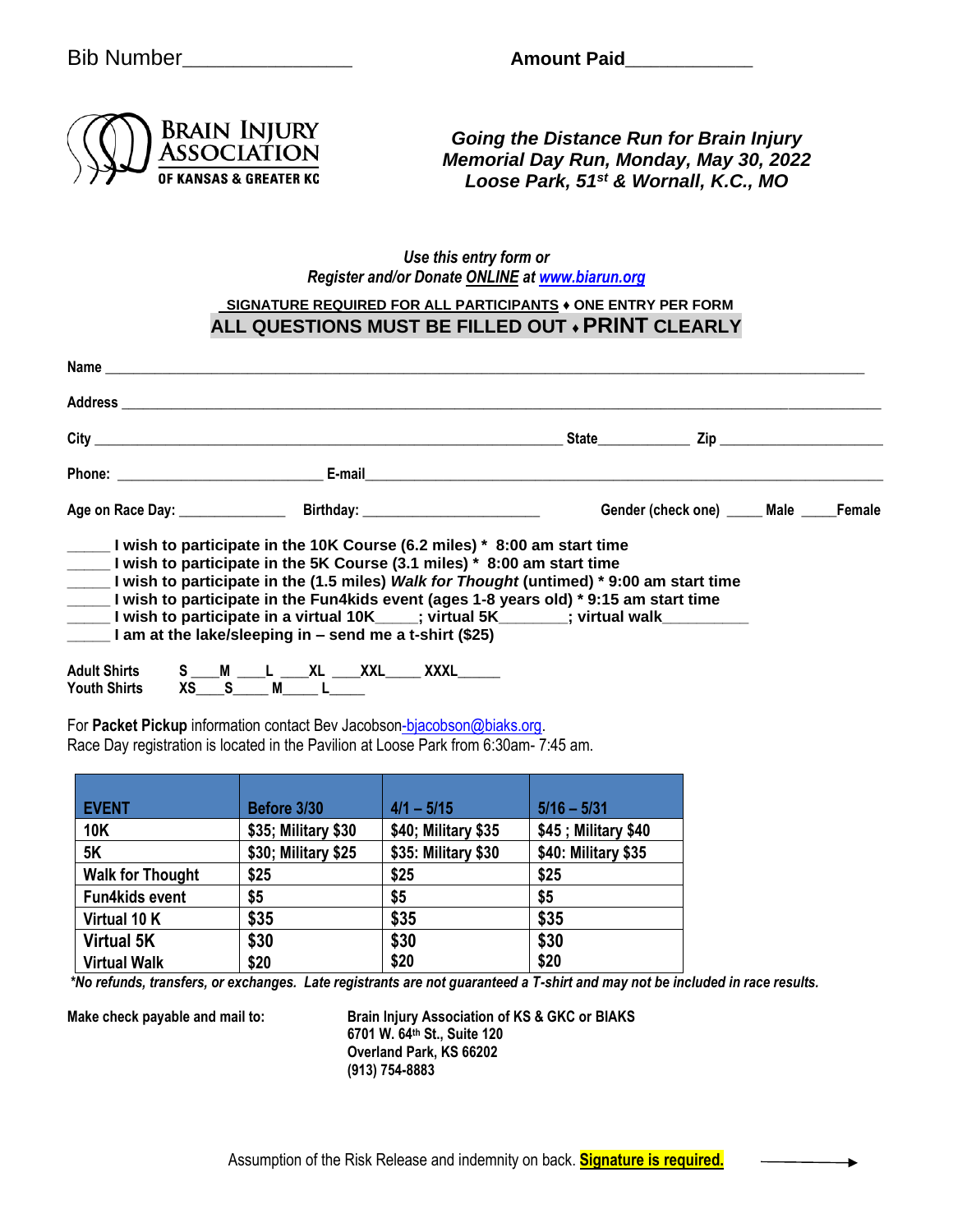Bib Number_______________ **Amount Paid____________**

BRAIN INJURY ASSOCIATION OF KANSAS & GREATER KC

***Going the Distance Run for Brain Injury***
***Memorial Day Run, Monday, May 30, 2022***
***Loose Park, 51st & Wornall, K.C., MO***

*Use this entry form or*
*Register and/or Donate ONLINE at www.biarun.org*

**SIGNATURE REQUIRED FOR ALL PARTICIPANTS ♦ ONE ENTRY PER FORM**
**ALL QUESTIONS MUST BE FILLED OUT ♦ PRINT CLEARLY**

**Name** ____________________________________________

**Address** ____________________________________________

**City** ______________________ **State**____________ **Zip** ______________

**Phone:** ______________________ **E-mail**______________________________

**Age on Race Day:** ______________ **Birthday:** ______________________ **Gender (check one)** _____ **Male** _____**Female**

_____ **I wish to participate in the 10K Course (6.2 miles) * 8:00 am start time**
_____ **I wish to participate in the 5K Course (3.1 miles) * 8:00 am start time**
_____ **I wish to participate in the (1.5 miles) *Walk for Thought* (untimed) * 9:00 am start time**
_____ **I wish to participate in the Fun4kids event (ages 1-8 years old) * 9:15 am start time**
_____ **I wish to participate in a virtual 10K_____; virtual 5K________; virtual walk__________**
_____ **I am at the lake/sleeping in – send me a t-shirt ($25)**

**Adult Shirts S ___M ___L ___XL ___XXL_____ XXXL______**
**Youth Shirts XS___S_____ M_____ L_____**

For **Packet Pickup** information contact Bev Jacobson-bjacobson@biaks.org.
Race Day registration is located in the Pavilion at Loose Park from 6:30am- 7:45 am.

| EVENT | Before 3/30 | 4/1 – 5/15 | 5/16 – 5/31 |
|---|---|---|---|
| 10K | $35; Military $30 | $40; Military $35 | $45 ; Military $40 |
| 5K | $30; Military $25 | $35: Military $30 | $40: Military $35 |
| Walk for Thought | $25 | $25 | $25 |
| Fun4kids event | $5 | $5 | $5 |
| Virtual 10 K | $35 | $35 | $35 |
| Virtual 5K | $30 | $30 | $30 |
| Virtual Walk | $20 | $20 | $20 |

***No refunds, transfers, or exchanges. Late registrants are not guaranteed a T-shirt and may not be included in race results.**

**Make check payable and mail to:**

**Brain Injury Association of KS & GKC or BIAKS**
**6701 W. 64th St., Suite 120**
**Overland Park, KS 66202**
**(913) 754-8883**

Assumption of the Risk Release and indemnity on back. **Signature is required.** →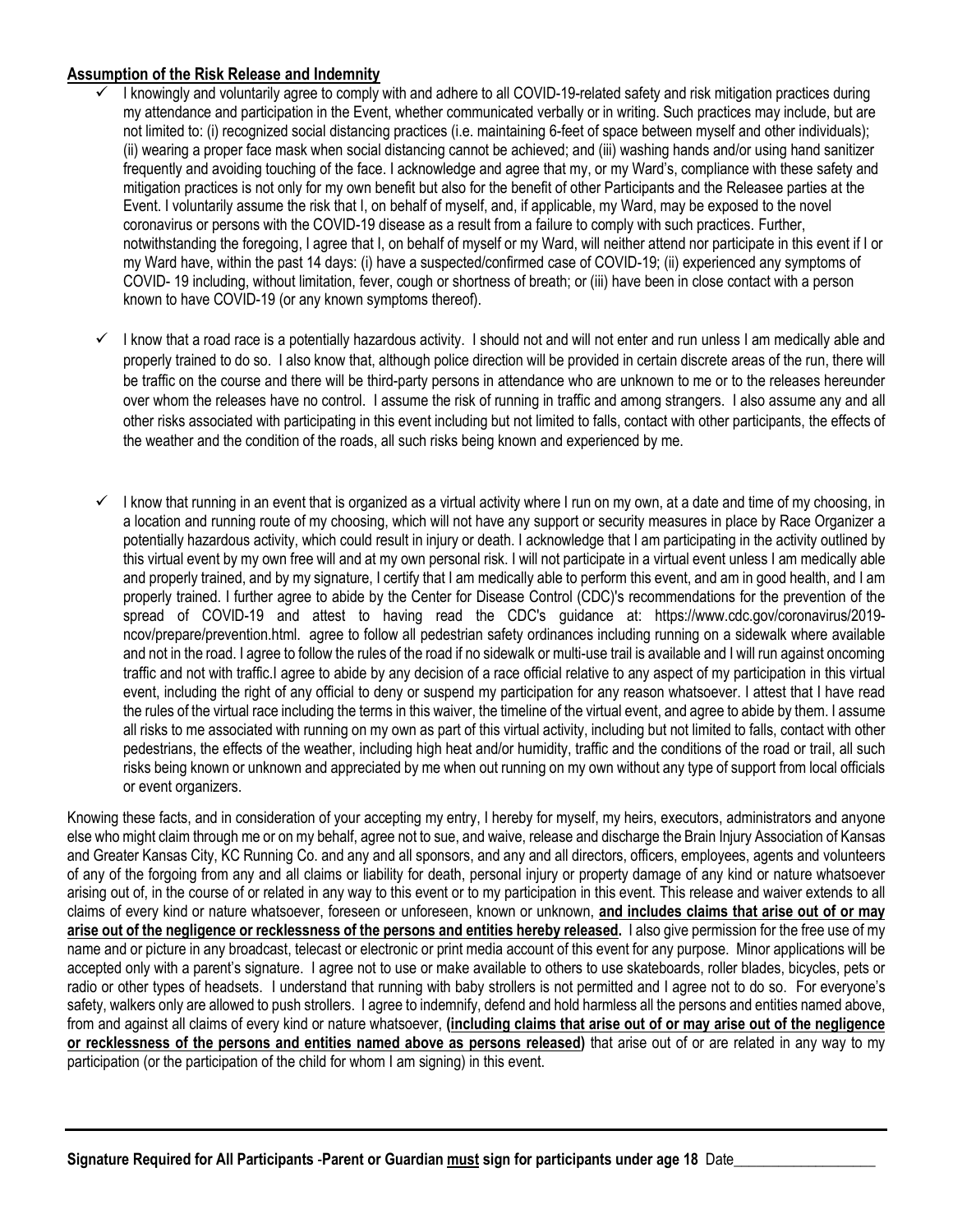**Assumption of the Risk Release and Indemnity**

- ✓ I knowingly and voluntarily agree to comply with and adhere to all COVID-19-related safety and risk mitigation practices during my attendance and participation in the Event, whether communicated verbally or in writing. Such practices may include, but are not limited to: (i) recognized social distancing practices (i.e. maintaining 6-feet of space between myself and other individuals); (ii) wearing a proper face mask when social distancing cannot be achieved; and (iii) washing hands and/or using hand sanitizer frequently and avoiding touching of the face. I acknowledge and agree that my, or my Ward's, compliance with these safety and mitigation practices is not only for my own benefit but also for the benefit of other Participants and the Releasee parties at the Event. I voluntarily assume the risk that I, on behalf of myself, and, if applicable, my Ward, may be exposed to the novel coronavirus or persons with the COVID-19 disease as a result from a failure to comply with such practices. Further, notwithstanding the foregoing, I agree that I, on behalf of myself or my Ward, will neither attend nor participate in this event if I or my Ward have, within the past 14 days: (i) have a suspected/confirmed case of COVID-19; (ii) experienced any symptoms of COVID- 19 including, without limitation, fever, cough or shortness of breath; or (iii) have been in close contact with a person known to have COVID-19 (or any known symptoms thereof).

- ✓ I know that a road race is a potentially hazardous activity. I should not and will not enter and run unless I am medically able and properly trained to do so. I also know that, although police direction will be provided in certain discrete areas of the run, there will be traffic on the course and there will be third-party persons in attendance who are unknown to me or to the releases hereunder over whom the releases have no control. I assume the risk of running in traffic and among strangers. I also assume any and all other risks associated with participating in this event including but not limited to falls, contact with other participants, the effects of the weather and the condition of the roads, all such risks being known and experienced by me.

- ✓ I know that running in an event that is organized as a virtual activity where I run on my own, at a date and time of my choosing, in a location and running route of my choosing, which will not have any support or security measures in place by Race Organizer a potentially hazardous activity, which could result in injury or death. I acknowledge that I am participating in the activity outlined by this virtual event by my own free will and at my own personal risk. I will not participate in a virtual event unless I am medically able and properly trained, and by my signature, I certify that I am medically able to perform this event, and am in good health, and I am properly trained. I further agree to abide by the Center for Disease Control (CDC)'s recommendations for the prevention of the spread of COVID-19 and attest to having read the CDC's guidance at: https://www.cdc.gov/coronavirus/2019-ncov/prepare/prevention.html. agree to follow all pedestrian safety ordinances including running on a sidewalk where available and not in the road. I agree to follow the rules of the road if no sidewalk or multi-use trail is available and I will run against oncoming traffic and not with traffic.I agree to abide by any decision of a race official relative to any aspect of my participation in this virtual event, including the right of any official to deny or suspend my participation for any reason whatsoever. I attest that I have read the rules of the virtual race including the terms in this waiver, the timeline of the virtual event, and agree to abide by them. I assume all risks to me associated with running on my own as part of this virtual activity, including but not limited to falls, contact with other pedestrians, the effects of the weather, including high heat and/or humidity, traffic and the conditions of the road or trail, all such risks being known or unknown and appreciated by me when out running on my own without any type of support from local officials or event organizers.

Knowing these facts, and in consideration of your accepting my entry, I hereby for myself, my heirs, executors, administrators and anyone else who might claim through me or on my behalf, agree not to sue, and waive, release and discharge the Brain Injury Association of Kansas and Greater Kansas City, KC Running Co. and any and all sponsors, and any and all directors, officers, employees, agents and volunteers of any of the forgoing from any and all claims or liability for death, personal injury or property damage of any kind or nature whatsoever arising out of, in the course of or related in any way to this event or to my participation in this event. This release and waiver extends to all claims of every kind or nature whatsoever, foreseen or unforeseen, known or unknown, **and includes claims that arise out of or may arise out of the negligence or recklessness of the persons and entities hereby released.** I also give permission for the free use of my name and or picture in any broadcast, telecast or electronic or print media account of this event for any purpose. Minor applications will be accepted only with a parent's signature. I agree not to use or make available to others to use skateboards, roller blades, bicycles, pets or radio or other types of headsets. I understand that running with baby strollers is not permitted and I agree not to do so. For everyone's safety, walkers only are allowed to push strollers. I agree to indemnify, defend and hold harmless all the persons and entities named above, from and against all claims of every kind or nature whatsoever, **(including claims that arise out of or may arise out of the negligence or recklessness of the persons and entities named above as persons released)** that arise out of or are related in any way to my participation (or the participation of the child for whom I am signing) in this event.

---

**Signature Required for All Participants -Parent or Guardian must sign for participants under age 18** Date___________________